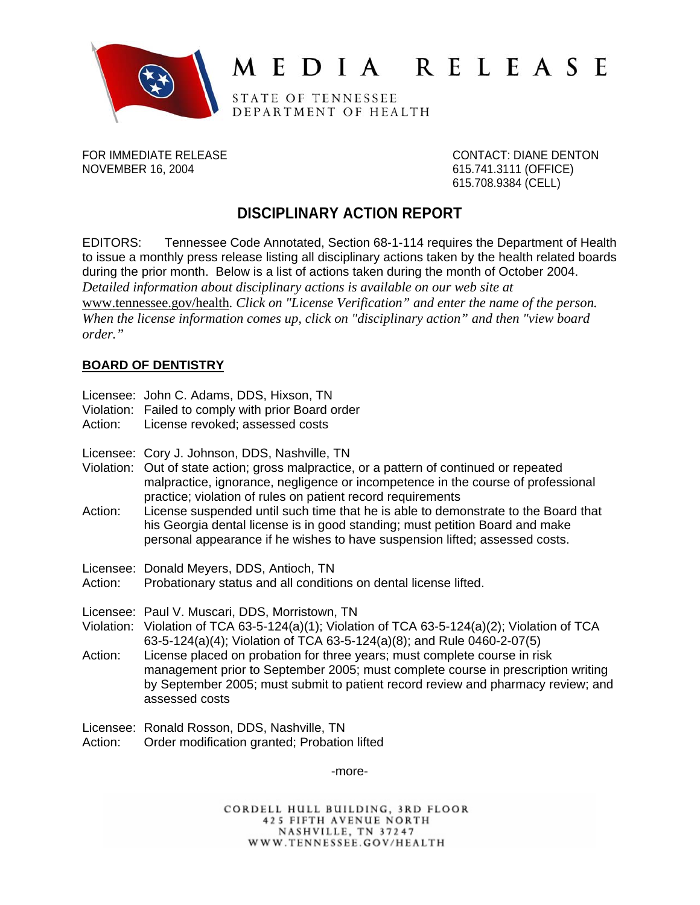# MEDIA RELEASE

STATE OF TENNESSEE
DEPARTMENT OF HEALTH

FOR IMMEDIATE RELEASE
NOVEMBER 16, 2004

CONTACT: DIANE DENTON
615.741.3111 (OFFICE)
615.708.9384 (CELL)

## DISCIPLINARY ACTION REPORT

EDITORS: Tennessee Code Annotated, Section 68-1-114 requires the Department of Health to issue a monthly press release listing all disciplinary actions taken by the health related boards during the prior month. Below is a list of actions taken during the month of October 2004. *Detailed information about disciplinary actions is available on our web site at* www.tennessee.gov/health. *Click on "License Verification" and enter the name of the person. When the license information comes up, click on "disciplinary action" and then "view board order."*

### BOARD OF DENTISTRY

Licensee: John C. Adams, DDS, Hixson, TN
Violation: Failed to comply with prior Board order
Action: License revoked; assessed costs

Licensee: Cory J. Johnson, DDS, Nashville, TN
Violation: Out of state action; gross malpractice, or a pattern of continued or repeated malpractice, ignorance, negligence or incompetence in the course of professional practice; violation of rules on patient record requirements
Action: License suspended until such time that he is able to demonstrate to the Board that his Georgia dental license is in good standing; must petition Board and make personal appearance if he wishes to have suspension lifted; assessed costs.

Licensee: Donald Meyers, DDS, Antioch, TN
Action: Probationary status and all conditions on dental license lifted.

Licensee: Paul V. Muscari, DDS, Morristown, TN
Violation: Violation of TCA 63-5-124(a)(1); Violation of TCA 63-5-124(a)(2); Violation of TCA 63-5-124(a)(4); Violation of TCA 63-5-124(a)(8); and Rule 0460-2-07(5)
Action: License placed on probation for three years; must complete course in risk management prior to September 2005; must complete course in prescription writing by September 2005; must submit to patient record review and pharmacy review; and assessed costs

Licensee: Ronald Rosson, DDS, Nashville, TN
Action: Order modification granted; Probation lifted

-more-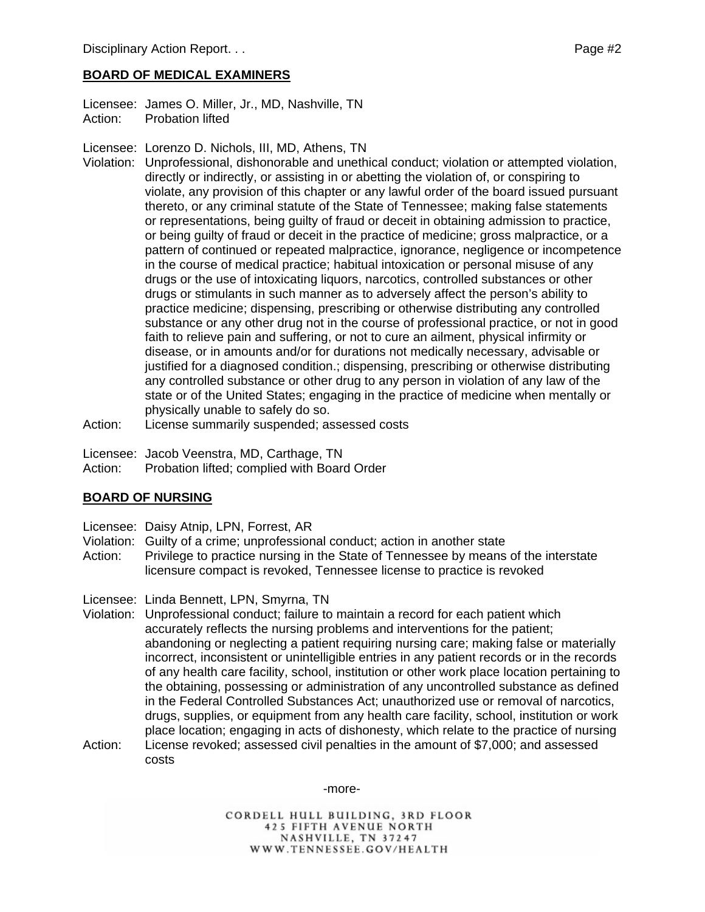## BOARD OF MEDICAL EXAMINERS

Licensee: James O. Miller, Jr., MD, Nashville, TN
Action: Probation lifted

Licensee: Lorenzo D. Nichols, III, MD, Athens, TN
Violation: Unprofessional, dishonorable and unethical conduct; violation or attempted violation, directly or indirectly, or assisting in or abetting the violation of, or conspiring to violate, any provision of this chapter or any lawful order of the board issued pursuant thereto, or any criminal statute of the State of Tennessee; making false statements or representations, being guilty of fraud or deceit in obtaining admission to practice, or being guilty of fraud or deceit in the practice of medicine; gross malpractice, or a pattern of continued or repeated malpractice, ignorance, negligence or incompetence in the course of medical practice; habitual intoxication or personal misuse of any drugs or the use of intoxicating liquors, narcotics, controlled substances or other drugs or stimulants in such manner as to adversely affect the person's ability to practice medicine; dispensing, prescribing or otherwise distributing any controlled substance or any other drug not in the course of professional practice, or not in good faith to relieve pain and suffering, or not to cure an ailment, physical infirmity or disease, or in amounts and/or for durations not medically necessary, advisable or justified for a diagnosed condition.; dispensing, prescribing or otherwise distributing any controlled substance or other drug to any person in violation of any law of the state or of the United States; engaging in the practice of medicine when mentally or physically unable to safely do so.
Action: License summarily suspended; assessed costs

Licensee: Jacob Veenstra, MD, Carthage, TN
Action: Probation lifted; complied with Board Order

## BOARD OF NURSING

Licensee: Daisy Atnip, LPN, Forrest, AR
Violation: Guilty of a crime; unprofessional conduct; action in another state
Action: Privilege to practice nursing in the State of Tennessee by means of the interstate licensure compact is revoked, Tennessee license to practice is revoked

Licensee: Linda Bennett, LPN, Smyrna, TN
Violation: Unprofessional conduct; failure to maintain a record for each patient which accurately reflects the nursing problems and interventions for the patient; abandoning or neglecting a patient requiring nursing care; making false or materially incorrect, inconsistent or unintelligible entries in any patient records or in the records of any health care facility, school, institution or other work place location pertaining to the obtaining, possessing or administration of any uncontrolled substance as defined in the Federal Controlled Substances Act; unauthorized use or removal of narcotics, drugs, supplies, or equipment from any health care facility, school, institution or work place location; engaging in acts of dishonesty, which relate to the practice of nursing
Action: License revoked; assessed civil penalties in the amount of $7,000; and assessed costs

-more-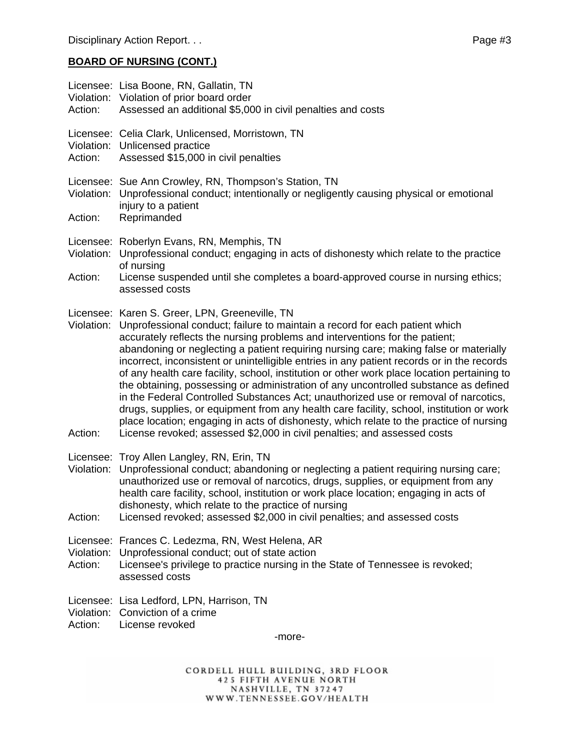**BOARD OF NURSING (CONT.)**

Licensee: Lisa Boone, RN, Gallatin, TN
Violation: Violation of prior board order
Action: Assessed an additional $5,000 in civil penalties and costs

Licensee: Celia Clark, Unlicensed, Morristown, TN
Violation: Unlicensed practice
Action: Assessed $15,000 in civil penalties

Licensee: Sue Ann Crowley, RN, Thompson's Station, TN
Violation: Unprofessional conduct; intentionally or negligently causing physical or emotional injury to a patient
Action: Reprimanded

Licensee: Roberlyn Evans, RN, Memphis, TN
Violation: Unprofessional conduct; engaging in acts of dishonesty which relate to the practice of nursing
Action: License suspended until she completes a board-approved course in nursing ethics; assessed costs

Licensee: Karen S. Greer, LPN, Greeneville, TN
Violation: Unprofessional conduct; failure to maintain a record for each patient which accurately reflects the nursing problems and interventions for the patient; abandoning or neglecting a patient requiring nursing care; making false or materially incorrect, inconsistent or unintelligible entries in any patient records or in the records of any health care facility, school, institution or other work place location pertaining to the obtaining, possessing or administration of any uncontrolled substance as defined in the Federal Controlled Substances Act; unauthorized use or removal of narcotics, drugs, supplies, or equipment from any health care facility, school, institution or work place location; engaging in acts of dishonesty, which relate to the practice of nursing
Action: License revoked; assessed $2,000 in civil penalties; and assessed costs

Licensee: Troy Allen Langley, RN, Erin, TN
Violation: Unprofessional conduct; abandoning or neglecting a patient requiring nursing care; unauthorized use or removal of narcotics, drugs, supplies, or equipment from any health care facility, school, institution or work place location; engaging in acts of dishonesty, which relate to the practice of nursing
Action: Licensed revoked; assessed $2,000 in civil penalties; and assessed costs

Licensee: Frances C. Ledezma, RN, West Helena, AR
Violation: Unprofessional conduct; out of state action
Action: Licensee's privilege to practice nursing in the State of Tennessee is revoked; assessed costs

Licensee: Lisa Ledford, LPN, Harrison, TN
Violation: Conviction of a crime
Action: License revoked

-more-

CORDELL HULL BUILDING, 3RD FLOOR
425 FIFTH AVENUE NORTH
NASHVILLE, TN 37247
WWW.TENNESSEE.GOV/HEALTH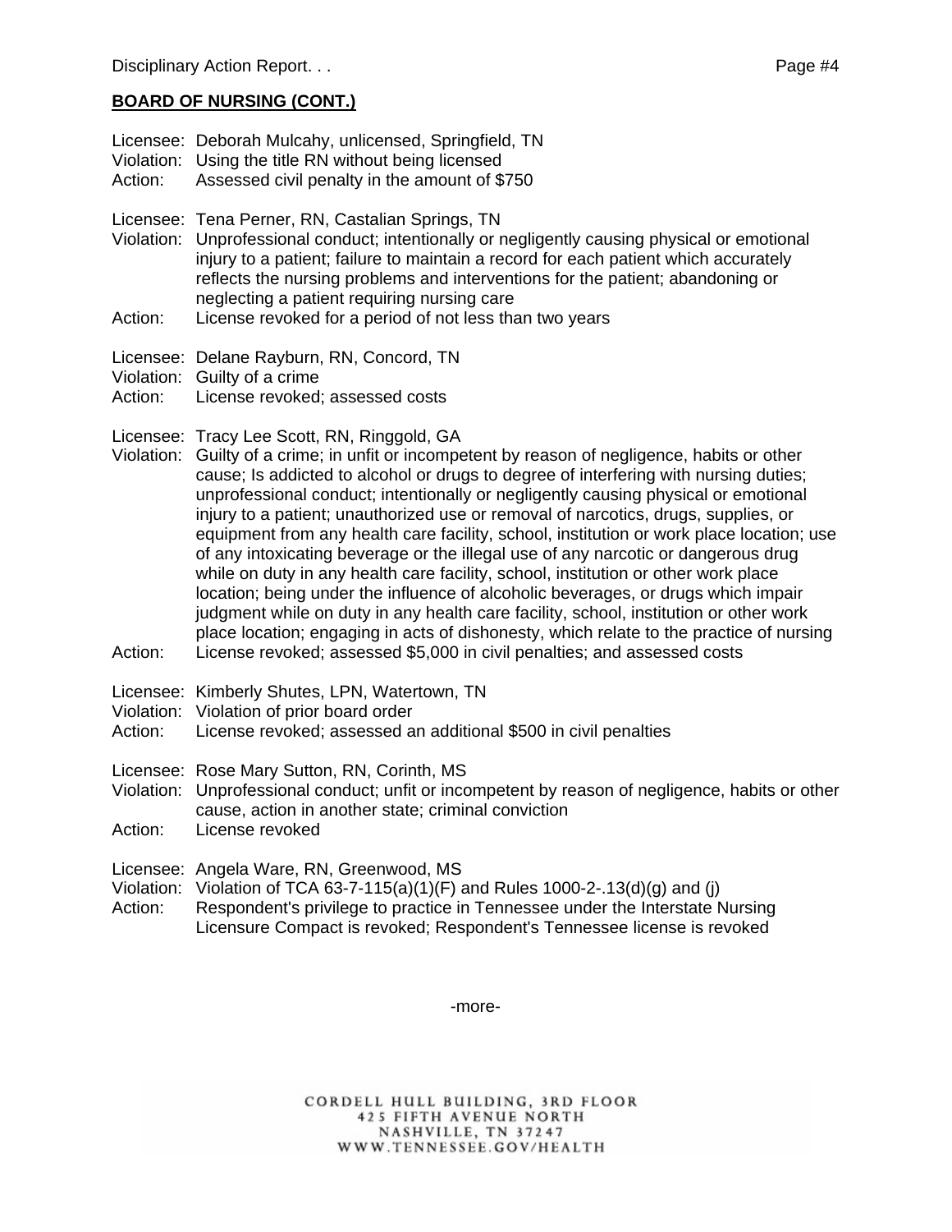**BOARD OF NURSING (CONT.)**

Licensee: Deborah Mulcahy, unlicensed, Springfield, TN
Violation: Using the title RN without being licensed
Action: Assessed civil penalty in the amount of $750

Licensee: Tena Perner, RN, Castalian Springs, TN
Violation: Unprofessional conduct; intentionally or negligently causing physical or emotional injury to a patient; failure to maintain a record for each patient which accurately reflects the nursing problems and interventions for the patient; abandoning or neglecting a patient requiring nursing care
Action: License revoked for a period of not less than two years

Licensee: Delane Rayburn, RN, Concord, TN
Violation: Guilty of a crime
Action: License revoked; assessed costs

Licensee: Tracy Lee Scott, RN, Ringgold, GA
Violation: Guilty of a crime; in unfit or incompetent by reason of negligence, habits or other cause; Is addicted to alcohol or drugs to degree of interfering with nursing duties; unprofessional conduct; intentionally or negligently causing physical or emotional injury to a patient; unauthorized use or removal of narcotics, drugs, supplies, or equipment from any health care facility, school, institution or work place location; use of any intoxicating beverage or the illegal use of any narcotic or dangerous drug while on duty in any health care facility, school, institution or other work place location; being under the influence of alcoholic beverages, or drugs which impair judgment while on duty in any health care facility, school, institution or other work place location; engaging in acts of dishonesty, which relate to the practice of nursing
Action: License revoked; assessed $5,000 in civil penalties; and assessed costs

Licensee: Kimberly Shutes, LPN, Watertown, TN
Violation: Violation of prior board order
Action: License revoked; assessed an additional $500 in civil penalties

Licensee: Rose Mary Sutton, RN, Corinth, MS
Violation: Unprofessional conduct; unfit or incompetent by reason of negligence, habits or other cause, action in another state; criminal conviction
Action: License revoked

Licensee: Angela Ware, RN, Greenwood, MS
Violation: Violation of TCA 63-7-115(a)(1)(F) and Rules 1000-2-.13(d)(g) and (j)
Action: Respondent's privilege to practice in Tennessee under the Interstate Nursing Licensure Compact is revoked; Respondent's Tennessee license is revoked

-more-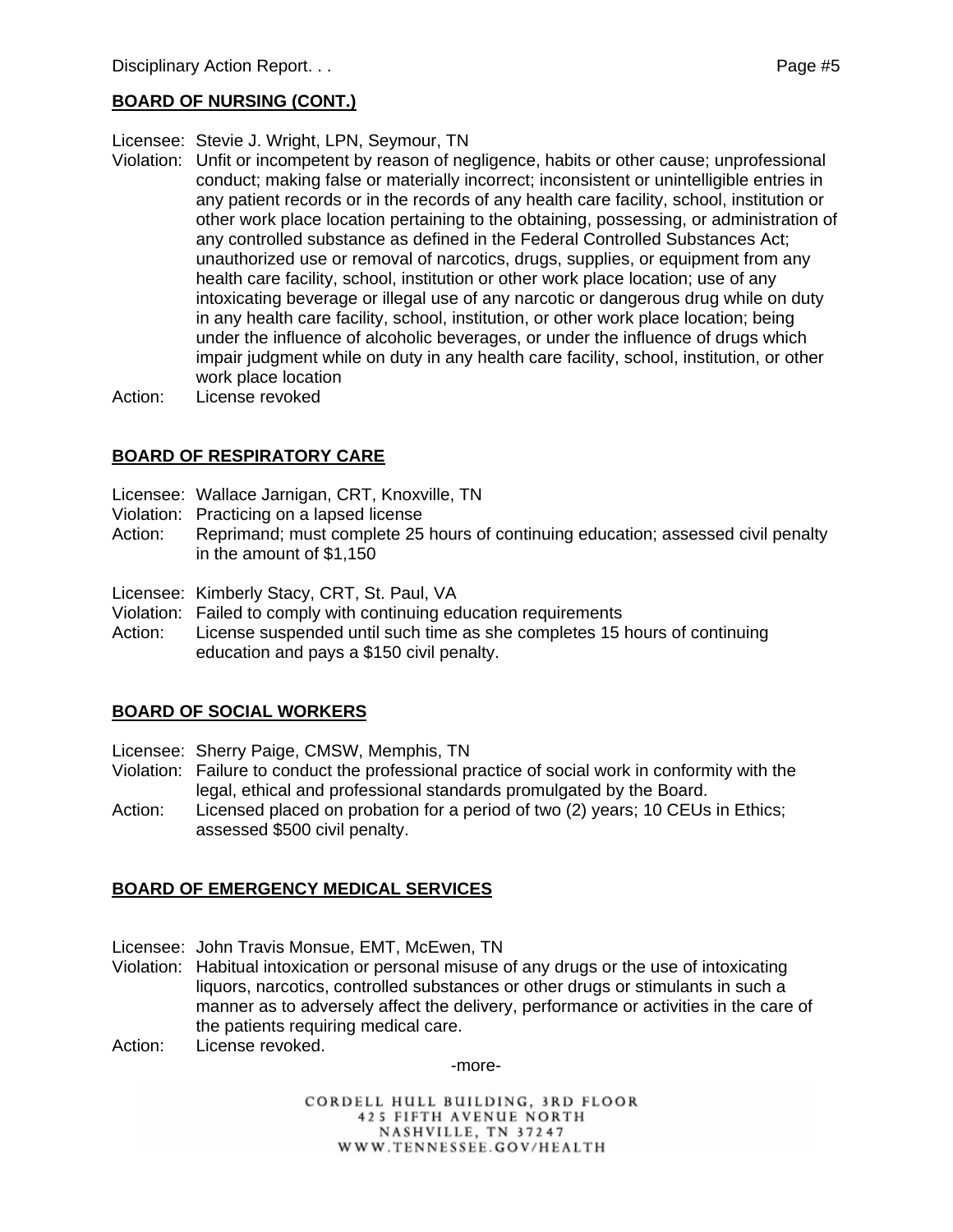**BOARD OF NURSING (CONT.)**

Licensee: Stevie J. Wright, LPN, Seymour, TN
Violation: Unfit or incompetent by reason of negligence, habits or other cause; unprofessional conduct; making false or materially incorrect; inconsistent or unintelligible entries in any patient records or in the records of any health care facility, school, institution or other work place location pertaining to the obtaining, possessing, or administration of any controlled substance as defined in the Federal Controlled Substances Act; unauthorized use or removal of narcotics, drugs, supplies, or equipment from any health care facility, school, institution or other work place location; use of any intoxicating beverage or illegal use of any narcotic or dangerous drug while on duty in any health care facility, school, institution, or other work place location; being under the influence of alcoholic beverages, or under the influence of drugs which impair judgment while on duty in any health care facility, school, institution, or other work place location
Action: License revoked

**BOARD OF RESPIRATORY CARE**

Licensee: Wallace Jarnigan, CRT, Knoxville, TN
Violation: Practicing on a lapsed license
Action: Reprimand; must complete 25 hours of continuing education; assessed civil penalty in the amount of $1,150

Licensee: Kimberly Stacy, CRT, St. Paul, VA
Violation: Failed to comply with continuing education requirements
Action: License suspended until such time as she completes 15 hours of continuing education and pays a $150 civil penalty.

**BOARD OF SOCIAL WORKERS**

Licensee: Sherry Paige, CMSW, Memphis, TN
Violation: Failure to conduct the professional practice of social work in conformity with the legal, ethical and professional standards promulgated by the Board.
Action: Licensed placed on probation for a period of two (2) years; 10 CEUs in Ethics; assessed $500 civil penalty.

**BOARD OF EMERGENCY MEDICAL SERVICES**

Licensee: John Travis Monsue, EMT, McEwen, TN
Violation: Habitual intoxication or personal misuse of any drugs or the use of intoxicating liquors, narcotics, controlled substances or other drugs or stimulants in such a manner as to adversely affect the delivery, performance or activities in the care of the patients requiring medical care.
Action: License revoked.

-more-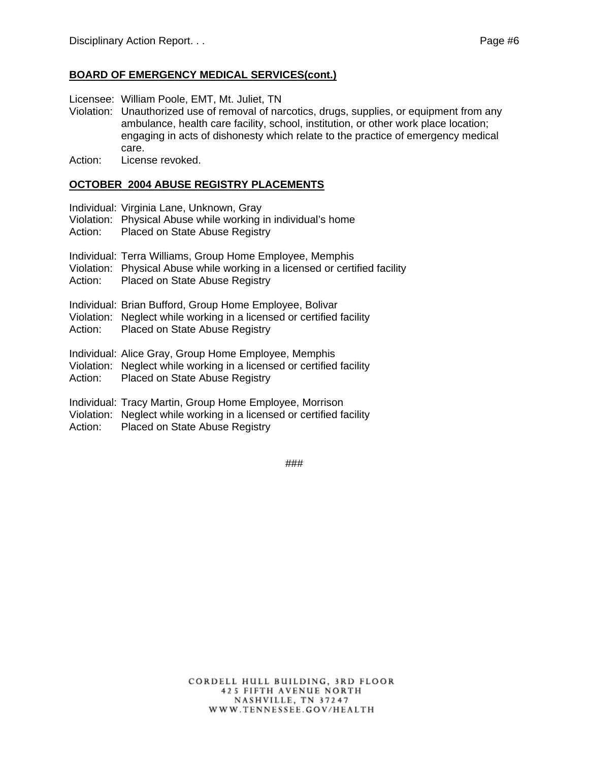## BOARD OF EMERGENCY MEDICAL SERVICES(cont.)

Licensee: William Poole, EMT, Mt. Juliet, TN
Violation: Unauthorized use of removal of narcotics, drugs, supplies, or equipment from any ambulance, health care facility, school, institution, or other work place location; engaging in acts of dishonesty which relate to the practice of emergency medical care.
Action: License revoked.

## OCTOBER 2004 ABUSE REGISTRY PLACEMENTS

Individual: Virginia Lane, Unknown, Gray
Violation: Physical Abuse while working in individual's home
Action: Placed on State Abuse Registry

Individual: Terra Williams, Group Home Employee, Memphis
Violation: Physical Abuse while working in a licensed or certified facility
Action: Placed on State Abuse Registry

Individual: Brian Bufford, Group Home Employee, Bolivar
Violation: Neglect while working in a licensed or certified facility
Action: Placed on State Abuse Registry

Individual: Alice Gray, Group Home Employee, Memphis
Violation: Neglect while working in a licensed or certified facility
Action: Placed on State Abuse Registry

Individual: Tracy Martin, Group Home Employee, Morrison
Violation: Neglect while working in a licensed or certified facility
Action: Placed on State Abuse Registry

###

CORDELL HULL BUILDING, 3RD FLOOR
425 FIFTH AVENUE NORTH
NASHVILLE, TN 37247
WWW.TENNESSEE.GOV/HEALTH